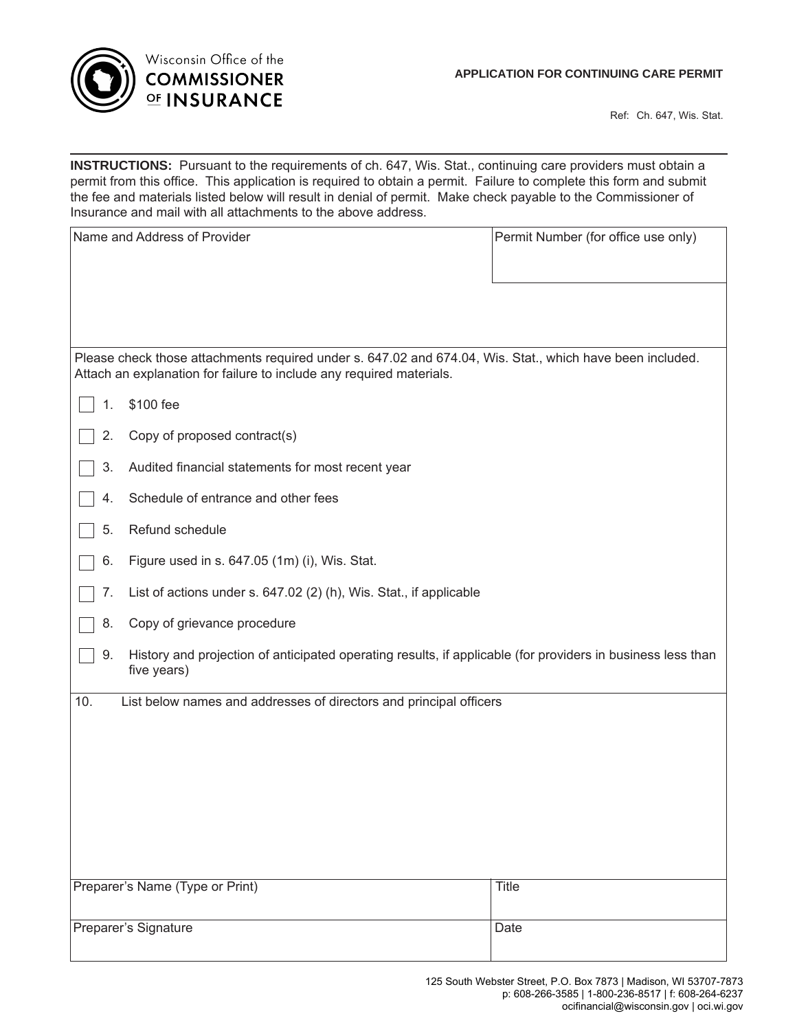Wisconsin Office of the **COMMISSIONER OF INSURANCE**

**APPLICATION FOR CONTINUING CARE PERMIT**

Ref: Ch. 647, Wis. Stat.

**INSTRUCTIONS:** Pursuant to the requirements of ch. 647, Wis. Stat., continuing care providers must obtain a permit from this office. This application is required to obtain a permit. Failure to complete this form and submit the fee and materials listed below will result in denial of permit. Make check payable to the Commissioner of Insurance and mail with all attachments to the above address.

| Name and Address of Provider | Permit Number (for office use only) |
|---|---|
| | |

Please check those attachments required under s. 647.02 and 674.04, Wis. Stat., which have been included. Attach an explanation for failure to include any required materials.

- [ ] 1. $100 fee
- [ ] 2. Copy of proposed contract(s)
- [ ] 3. Audited financial statements for most recent year
- [ ] 4. Schedule of entrance and other fees
- [ ] 5. Refund schedule
- [ ] 6. Figure used in s. 647.05 (1m) (i), Wis. Stat.
- [ ] 7. List of actions under s. 647.02 (2) (h), Wis. Stat., if applicable
- [ ] 8. Copy of grievance procedure
- [ ] 9. History and projection of anticipated operating results, if applicable (for providers in business less than five years)

10. List below names and addresses of directors and principal officers

| Preparer's Name (Type or Print) | Title |
|---|---|
| Preparer's Signature | Date |

125 South Webster Street, P.O. Box 7873 | Madison, WI 53707-7873
p: 608-266-3585 | 1-800-236-8517 | f: 608-264-6237
ocifinancial@wisconsin.gov | oci.wi.gov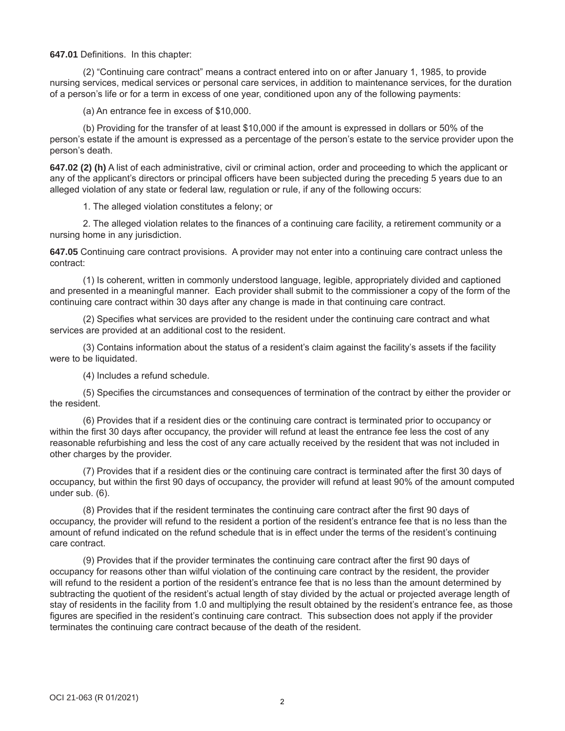**647.01** Definitions. In this chapter:

(2) “Continuing care contract” means a contract entered into on or after January 1, 1985, to provide nursing services, medical services or personal care services, in addition to maintenance services, for the duration of a person’s life or for a term in excess of one year, conditioned upon any of the following payments:

(a) An entrance fee in excess of $10,000.

(b) Providing for the transfer of at least $10,000 if the amount is expressed in dollars or 50% of the person’s estate if the amount is expressed as a percentage of the person’s estate to the service provider upon the person’s death.

**647.02 (2) (h)** A list of each administrative, civil or criminal action, order and proceeding to which the applicant or any of the applicant’s directors or principal officers have been subjected during the preceding 5 years due to an alleged violation of any state or federal law, regulation or rule, if any of the following occurs:

1. The alleged violation constitutes a felony; or

2. The alleged violation relates to the finances of a continuing care facility, a retirement community or a nursing home in any jurisdiction.

**647.05** Continuing care contract provisions. A provider may not enter into a continuing care contract unless the contract:

(1) Is coherent, written in commonly understood language, legible, appropriately divided and captioned and presented in a meaningful manner. Each provider shall submit to the commissioner a copy of the form of the continuing care contract within 30 days after any change is made in that continuing care contract.

(2) Specifies what services are provided to the resident under the continuing care contract and what services are provided at an additional cost to the resident.

(3) Contains information about the status of a resident’s claim against the facility’s assets if the facility were to be liquidated.

(4) Includes a refund schedule.

(5) Specifies the circumstances and consequences of termination of the contract by either the provider or the resident.

(6) Provides that if a resident dies or the continuing care contract is terminated prior to occupancy or within the first 30 days after occupancy, the provider will refund at least the entrance fee less the cost of any reasonable refurbishing and less the cost of any care actually received by the resident that was not included in other charges by the provider.

(7) Provides that if a resident dies or the continuing care contract is terminated after the first 30 days of occupancy, but within the first 90 days of occupancy, the provider will refund at least 90% of the amount computed under sub. (6).

(8) Provides that if the resident terminates the continuing care contract after the first 90 days of occupancy, the provider will refund to the resident a portion of the resident’s entrance fee that is no less than the amount of refund indicated on the refund schedule that is in effect under the terms of the resident’s continuing care contract.

(9) Provides that if the provider terminates the continuing care contract after the first 90 days of occupancy for reasons other than wilful violation of the continuing care contract by the resident, the provider will refund to the resident a portion of the resident’s entrance fee that is no less than the amount determined by subtracting the quotient of the resident’s actual length of stay divided by the actual or projected average length of stay of residents in the facility from 1.0 and multiplying the result obtained by the resident’s entrance fee, as those figures are specified in the resident’s continuing care contract. This subsection does not apply if the provider terminates the continuing care contract because of the death of the resident.

OCI 21-063 (R 01/2021)